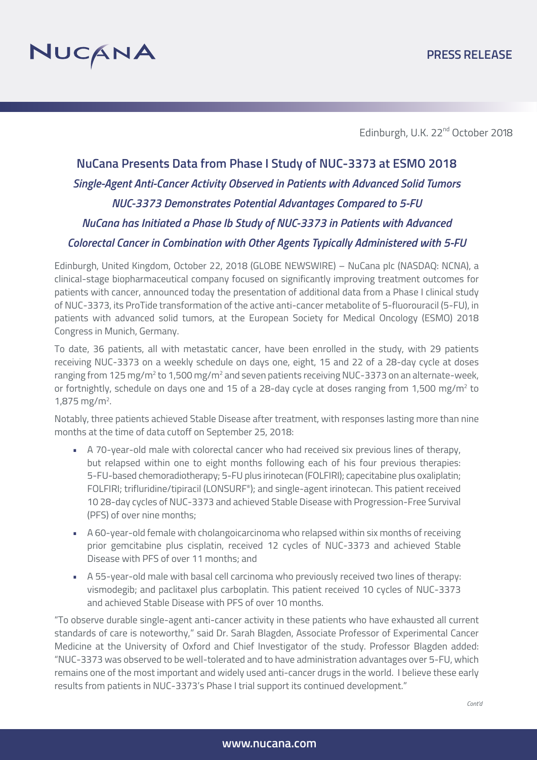NUCANA

PRESS RELEASE

Edinburgh, U.K. 22[nd] October 2018

# NuCana Presents Data from Phase I Study of NUC-3373 at ESMO 2018

## *Single-Agent Anti-Cancer Activity Observed in Patients with Advanced Solid Tumors*

## *NUC-3373 Demonstrates Potential Advantages Compared to 5-FU*

## *NuCana has Initiated a Phase Ib Study of NUC-3373 in Patients with Advanced Colorectal Cancer in Combination with Other Agents Typically Administered with 5-FU*

Edinburgh, United Kingdom, October 22, 2018 (GLOBE NEWSWIRE) – NuCana plc (NASDAQ: NCNA), a clinical-stage biopharmaceutical company focused on significantly improving treatment outcomes for patients with cancer, announced today the presentation of additional data from a Phase I clinical study of NUC-3373, its ProTide transformation of the active anti-cancer metabolite of 5-fluorouracil (5-FU), in patients with advanced solid tumors, at the European Society for Medical Oncology (ESMO) 2018 Congress in Munich, Germany.

To date, 36 patients, all with metastatic cancer, have been enrolled in the study, with 29 patients receiving NUC-3373 on a weekly schedule on days one, eight, 15 and 22 of a 28-day cycle at doses ranging from 125 mg/m$^2$ to 1,500 mg/m$^2$ and seven patients receiving NUC-3373 on an alternate-week, or fortnightly, schedule on days one and 15 of a 28-day cycle at doses ranging from 1,500 mg/m$^2$ to 1,875 mg/m$^2$.

Notably, three patients achieved Stable Disease after treatment, with responses lasting more than nine months at the time of data cutoff on September 25, 2018:

- A 70-year-old male with colorectal cancer who had received six previous lines of therapy, but relapsed within one to eight months following each of his four previous therapies: 5-FU-based chemoradiotherapy; 5-FU plus irinotecan (FOLFIRI); capecitabine plus oxaliplatin; FOLFIRI; trifluridine/tipiracil (LONSURF®); and single-agent irinotecan. This patient received 10 28-day cycles of NUC-3373 and achieved Stable Disease with Progression-Free Survival (PFS) of over nine months;
- A 60-year-old female with cholangiocarcinoma who relapsed within six months of receiving prior gemcitabine plus cisplatin, received 12 cycles of NUC-3373 and achieved Stable Disease with PFS of over 11 months; and
- A 55-year-old male with basal cell carcinoma who previously received two lines of therapy: vismodegib; and paclitaxel plus carboplatin. This patient received 10 cycles of NUC-3373 and achieved Stable Disease with PFS of over 10 months.

"To observe durable single-agent anti-cancer activity in these patients who have exhausted all current standards of care is noteworthy," said Dr. Sarah Blagden, Associate Professor of Experimental Cancer Medicine at the University of Oxford and Chief Investigator of the study. Professor Blagden added: "NUC-3373 was observed to be well-tolerated and to have administration advantages over 5-FU, which remains one of the most important and widely used anti-cancer drugs in the world. I believe these early results from patients in NUC-3373's Phase I trial support its continued development."

*Cont'd*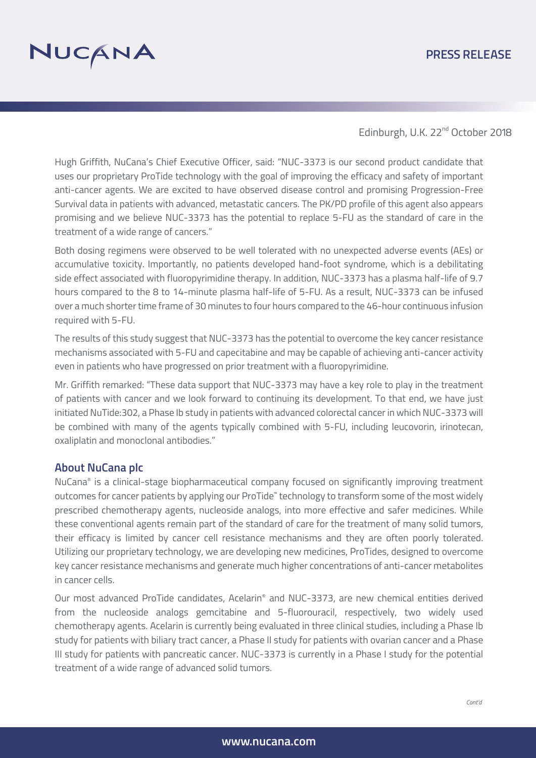Edinburgh, U.K. 22nd October 2018

Hugh Griffith, NuCana's Chief Executive Officer, said: "NUC-3373 is our second product candidate that uses our proprietary ProTide technology with the goal of improving the efficacy and safety of important anti-cancer agents. We are excited to have observed disease control and promising Progression-Free Survival data in patients with advanced, metastatic cancers. The PK/PD profile of this agent also appears promising and we believe NUC-3373 has the potential to replace 5-FU as the standard of care in the treatment of a wide range of cancers."

Both dosing regimens were observed to be well tolerated with no unexpected adverse events (AEs) or accumulative toxicity. Importantly, no patients developed hand-foot syndrome, which is a debilitating side effect associated with fluoropyrimidine therapy. In addition, NUC-3373 has a plasma half-life of 9.7 hours compared to the 8 to 14-minute plasma half-life of 5-FU. As a result, NUC-3373 can be infused over a much shorter time frame of 30 minutes to four hours compared to the 46-hour continuous infusion required with 5-FU.

The results of this study suggest that NUC-3373 has the potential to overcome the key cancer resistance mechanisms associated with 5-FU and capecitabine and may be capable of achieving anti-cancer activity even in patients who have progressed on prior treatment with a fluoropyrimidine.

Mr. Griffith remarked: "These data support that NUC-3373 may have a key role to play in the treatment of patients with cancer and we look forward to continuing its development. To that end, we have just initiated NuTide:302, a Phase Ib study in patients with advanced colorectal cancer in which NUC-3373 will be combined with many of the agents typically combined with 5-FU, including leucovorin, irinotecan, oxaliplatin and monoclonal antibodies."

## About NuCana plc

NuCana® is a clinical-stage biopharmaceutical company focused on significantly improving treatment outcomes for cancer patients by applying our ProTide™ technology to transform some of the most widely prescribed chemotherapy agents, nucleoside analogs, into more effective and safer medicines. While these conventional agents remain part of the standard of care for the treatment of many solid tumors, their efficacy is limited by cancer cell resistance mechanisms and they are often poorly tolerated. Utilizing our proprietary technology, we are developing new medicines, ProTides, designed to overcome key cancer resistance mechanisms and generate much higher concentrations of anti-cancer metabolites in cancer cells.

Our most advanced ProTide candidates, Acelarin® and NUC-3373, are new chemical entities derived from the nucleoside analogs gemcitabine and 5-fluorouracil, respectively, two widely used chemotherapy agents. Acelarin is currently being evaluated in three clinical studies, including a Phase Ib study for patients with biliary tract cancer, a Phase II study for patients with ovarian cancer and a Phase III study for patients with pancreatic cancer. NUC-3373 is currently in a Phase I study for the potential treatment of a wide range of advanced solid tumors.

*Cont'd*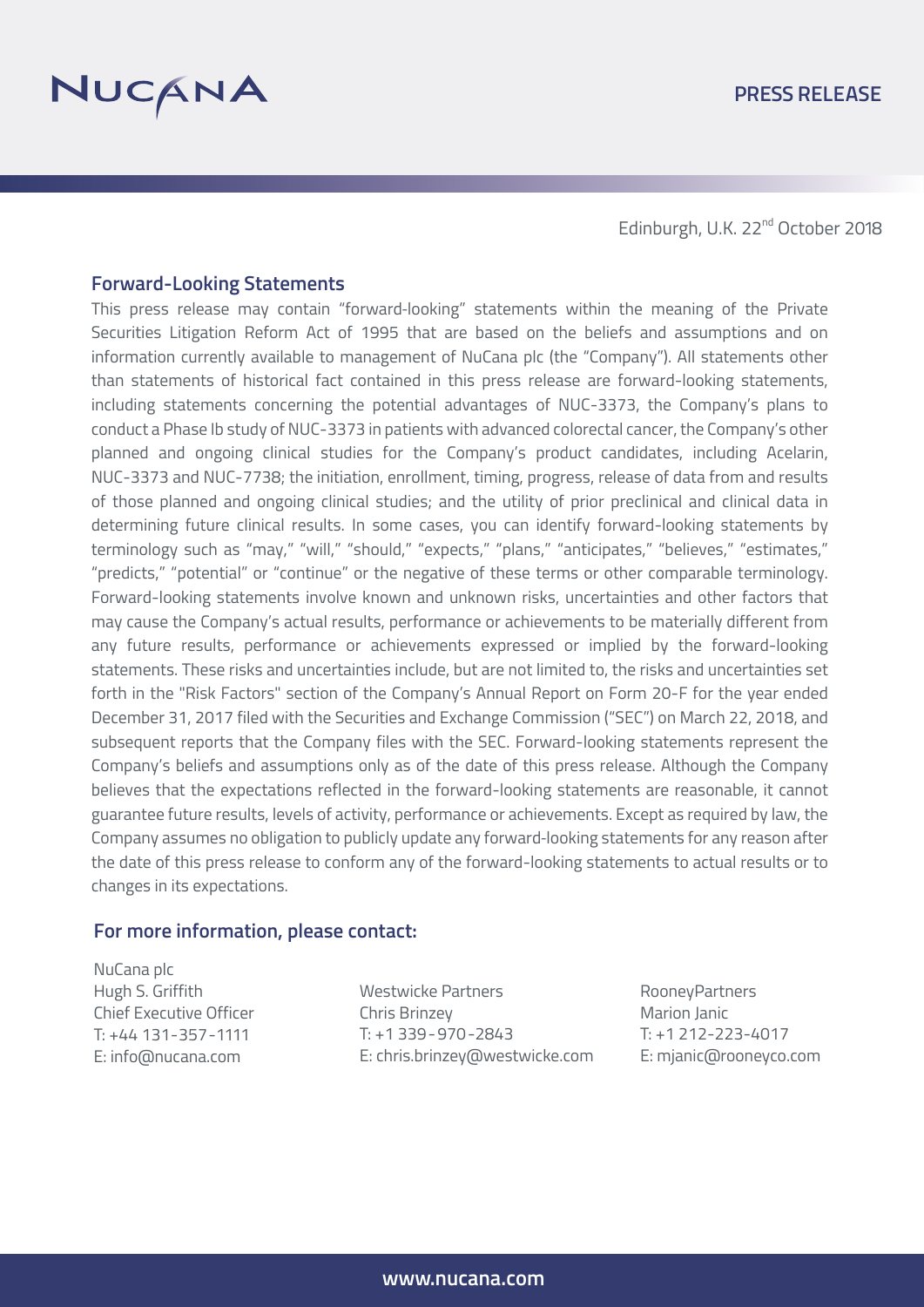Edinburgh, U.K. 22nd October 2018

## Forward-Looking Statements

This press release may contain "forward-looking" statements within the meaning of the Private Securities Litigation Reform Act of 1995 that are based on the beliefs and assumptions and on information currently available to management of NuCana plc (the "Company"). All statements other than statements of historical fact contained in this press release are forward-looking statements, including statements concerning the potential advantages of NUC-3373, the Company's plans to conduct a Phase Ib study of NUC-3373 in patients with advanced colorectal cancer, the Company's other planned and ongoing clinical studies for the Company's product candidates, including Acelarin, NUC-3373 and NUC-7738; the initiation, enrollment, timing, progress, release of data from and results of those planned and ongoing clinical studies; and the utility of prior preclinical and clinical data in determining future clinical results. In some cases, you can identify forward-looking statements by terminology such as "may," "will," "should," "expects," "plans," "anticipates," "believes," "estimates," "predicts," "potential" or "continue" or the negative of these terms or other comparable terminology. Forward-looking statements involve known and unknown risks, uncertainties and other factors that may cause the Company's actual results, performance or achievements to be materially different from any future results, performance or achievements expressed or implied by the forward-looking statements. These risks and uncertainties include, but are not limited to, the risks and uncertainties set forth in the "Risk Factors" section of the Company's Annual Report on Form 20-F for the year ended December 31, 2017 filed with the Securities and Exchange Commission ("SEC") on March 22, 2018, and subsequent reports that the Company files with the SEC. Forward-looking statements represent the Company's beliefs and assumptions only as of the date of this press release. Although the Company believes that the expectations reflected in the forward-looking statements are reasonable, it cannot guarantee future results, levels of activity, performance or achievements. Except as required by law, the Company assumes no obligation to publicly update any forward-looking statements for any reason after the date of this press release to conform any of the forward-looking statements to actual results or to changes in its expectations.

## For more information, please contact:

NuCana plc
Hugh S. Griffith
Chief Executive Officer
T: +44 131-357-1111
E: info@nucana.com

Westwicke Partners
Chris Brinzey
T: +1 339-970-2843
E: chris.brinzey@westwicke.com

RooneyPartners
Marion Janic
T: +1 212-223-4017
E: mjanic@rooneyco.com